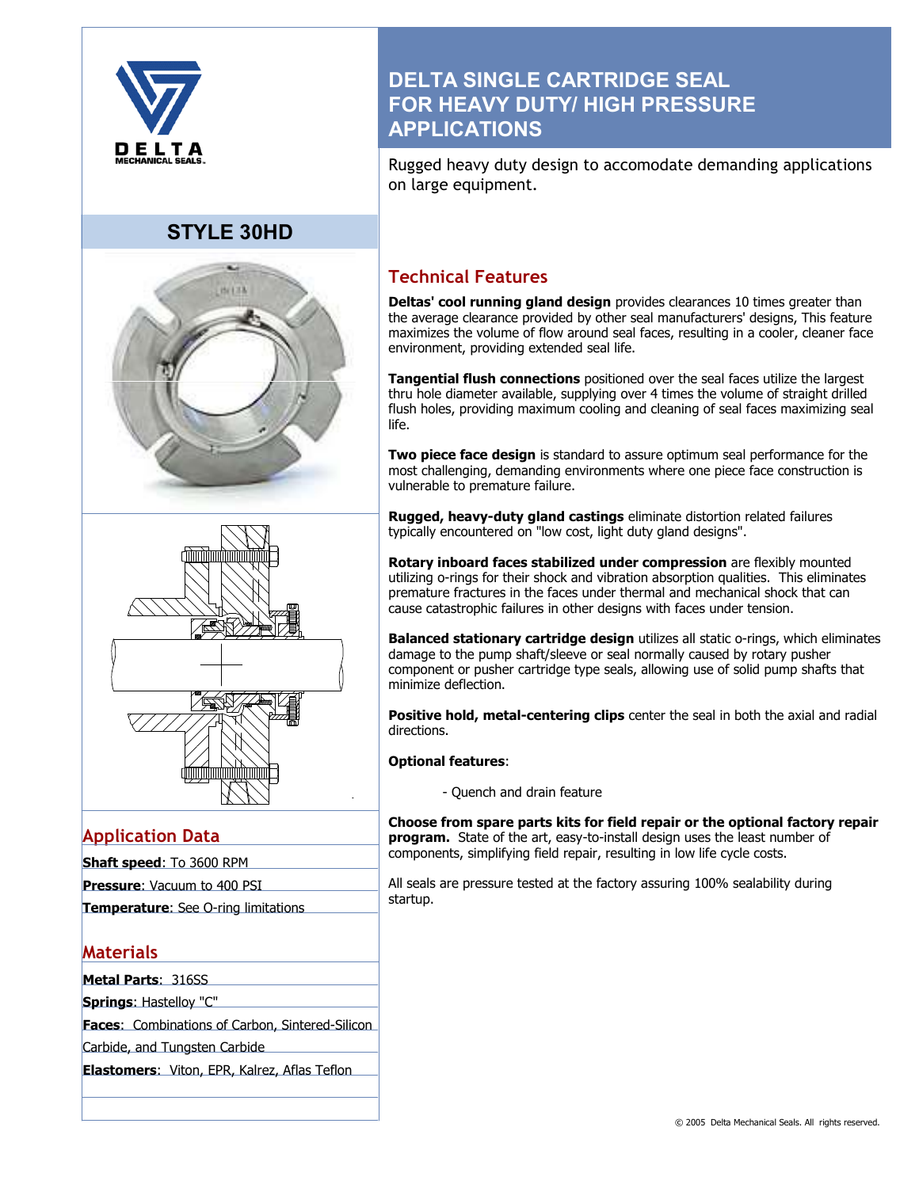DELTA MECHANICAL SEALS.

## STYLE 30HD

# DELTA SINGLE CARTRIDGE SEAL FOR HEAVY DUTY/ HIGH PRESSURE APPLICATIONS

Rugged heavy duty design to accomodate demanding applications on large equipment.

## Technical Features

**Deltas' cool running gland design** provides clearances 10 times greater than the average clearance provided by other seal manufacturers' designs, This feature maximizes the volume of flow around seal faces, resulting in a cooler, cleaner face environment, providing extended seal life.

**Tangential flush connections** positioned over the seal faces utilize the largest thru hole diameter available, supplying over 4 times the volume of straight drilled flush holes, providing maximum cooling and cleaning of seal faces maximizing seal life.

**Two piece face design** is standard to assure optimum seal performance for the most challenging, demanding environments where one piece face construction is vulnerable to premature failure.

**Rugged, heavy-duty gland castings** eliminate distortion related failures typically encountered on "low cost, light duty gland designs".

**Rotary inboard faces stabilized under compression** are flexibly mounted utilizing o-rings for their shock and vibration absorption qualities. This eliminates premature fractures in the faces under thermal and mechanical shock that can cause catastrophic failures in other designs with faces under tension.

**Balanced stationary cartridge design** utilizes all static o-rings, which eliminates damage to the pump shaft/sleeve or seal normally caused by rotary pusher component or pusher cartridge type seals, allowing use of solid pump shafts that minimize deflection.

**Positive hold, metal-centering clips** center the seal in both the axial and radial directions.

**Optional features**:

- Quench and drain feature

**Choose from spare parts kits for field repair or the optional factory repair program.** State of the art, easy-to-install design uses the least number of components, simplifying field repair, resulting in low life cycle costs.

All seals are pressure tested at the factory assuring 100% sealability during startup.

## Application Data

**Shaft speed**: To 3600 RPM

**Pressure**: Vacuum to 400 PSI

**Temperature**: See O-ring limitations

## Materials

**Metal Parts**: 316SS

**Springs**: Hastelloy "C"

**Faces**: Combinations of Carbon, Sintered-Silicon Carbide, and Tungsten Carbide

**Elastomers**: Viton, EPR, Kalrez, Aflas Teflon

© 2005 Delta Mechanical Seals. All rights reserved.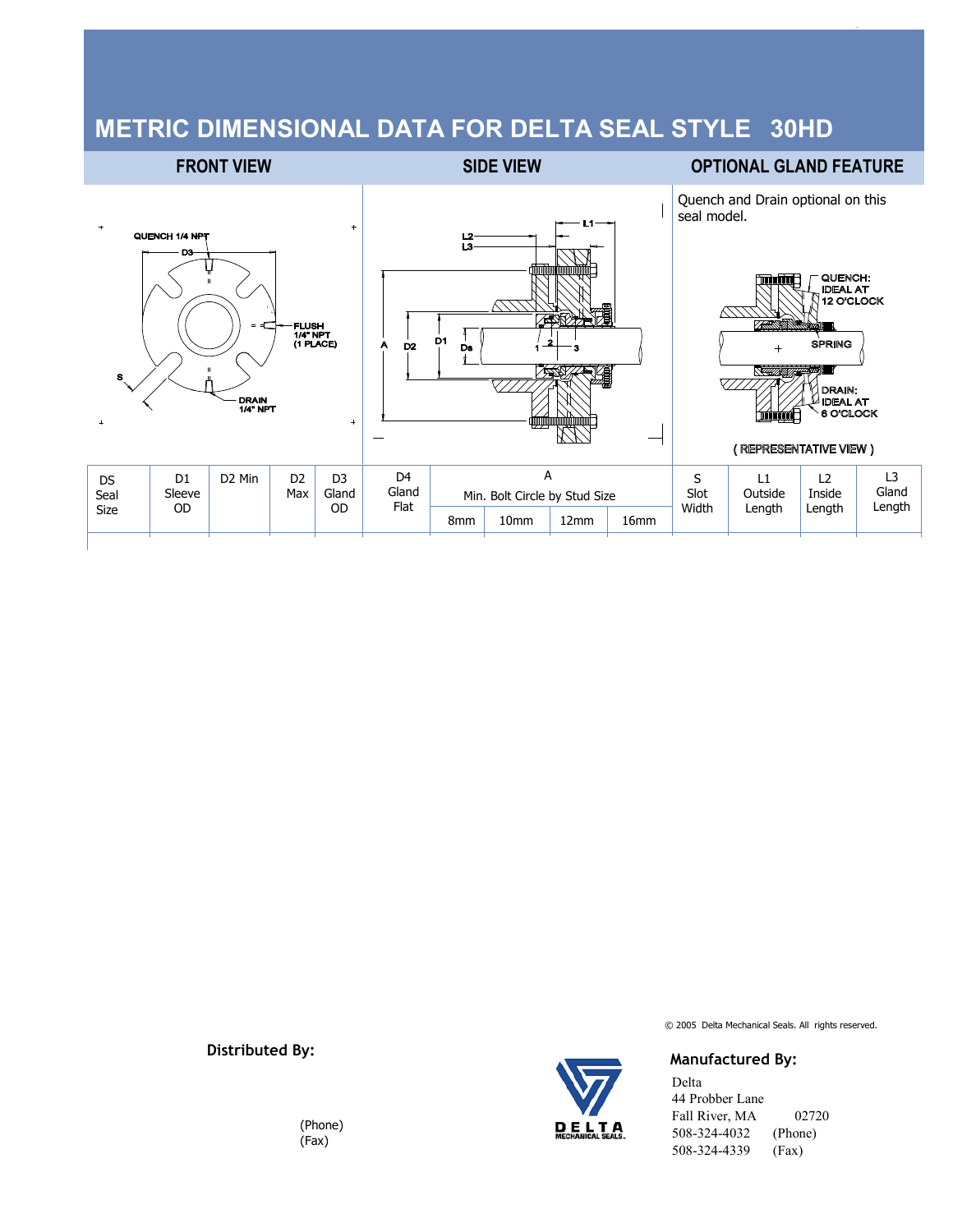# METRIC DIMENSIONAL DATA FOR DELTA SEAL STYLE 30HD

## FRONT VIEW

QUENCH 1/4 NPT
D3
FLUSH 1/4" NPT (1 PLACE)
S
DRAIN 1/4" NPT

## SIDE VIEW

L1
L2
L3
A
D2
D1
Ds
1
2
3

## OPTIONAL GLAND FEATURE

Quench and Drain optional on this seal model.

QUENCH: IDEAL AT 12 O'CLOCK
SPRING
DRAIN: IDEAL AT 6 O'CLOCK

( REPRESENTATIVE VIEW )

| DS Seal Size | D1 Sleeve OD | D2 Min | D2 Max | D3 Gland OD | D4 Gland Flat | A Min. Bolt Circle by Stud Size | | | | S Slot Width | L1 Outside Length | L2 Inside Length | L3 Gland Length |
|---|---|---|---|---|---|---|---|---|---|---|---|---|---|
| | | | | | | 8mm | 10mm | 12mm | 16mm | | | | |

© 2005 Delta Mechanical Seals. All rights reserved.

**Distributed By:**

(Phone)
(Fax)

DELTA MECHANICAL SEALS

**Manufactured By:**

Delta
44 Probber Lane
Fall River, MA 02720
508-324-4032 (Phone)
508-324-4339 (Fax)